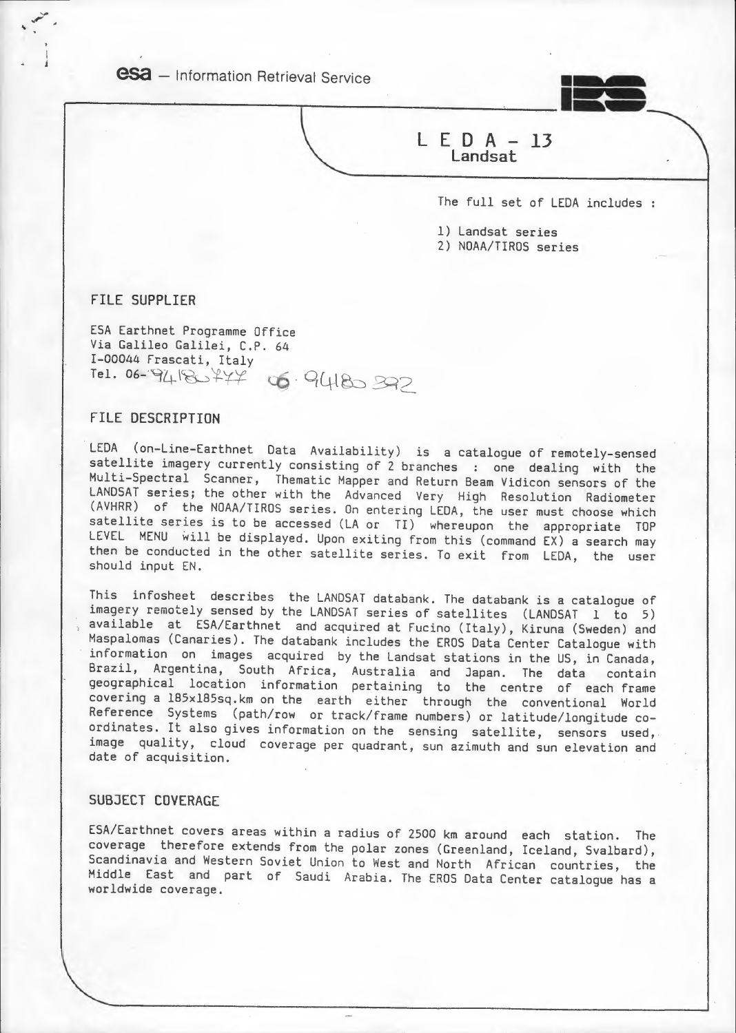**esa** – Information Retrieval Service

# L E D A - 13
## Landsat

The full set of LEDA includes :

1) Landsat series
2) NOAA/TIROS series

## FILE SUPPLIER

ESA Earthnet Programme Office
Via Galileo Galilei, C.P. 64
I-00044 Frascati, Italy
Tel. 06-94180777 06-94180392

## FILE DESCRIPTION

LEDA (on-Line-Earthnet Data Availability) is a catalogue of remotely-sensed satellite imagery currently consisting of 2 branches : one dealing with the Multi-Spectral Scanner, Thematic Mapper and Return Beam Vidicon sensors of the LANDSAT series; the other with the Advanced Very High Resolution Radiometer (AVHRR) of the NOAA/TIROS series. On entering LEDA, the user must choose which satellite series is to be accessed (LA or TI) whereupon the appropriate TOP LEVEL MENU will be displayed. Upon exiting from this (command EX) a search may then be conducted in the other satellite series. To exit from LEDA, the user should input EN.

This infosheet describes the LANDSAT databank. The databank is a catalogue of imagery remotely sensed by the LANDSAT series of satellites (LANDSAT 1 to 5) available at ESA/Earthnet and acquired at Fucino (Italy), Kiruna (Sweden) and Maspalomas (Canaries). The databank includes the EROS Data Center Catalogue with information on images acquired by the Landsat stations in the US, in Canada, Brazil, Argentina, South Africa, Australia and Japan. The data contain geographical location information pertaining to the centre of each frame covering a 185x185sq.km on the earth either through the conventional World Reference Systems (path/row or track/frame numbers) or latitude/longitude co-ordinates. It also gives information on the sensing satellite, sensors used, image quality, cloud coverage per quadrant, sun azimuth and sun elevation and date of acquisition.

## SUBJECT COVERAGE

ESA/Earthnet covers areas within a radius of 2500 km around each station. The coverage therefore extends from the polar zones (Greenland, Iceland, Svalbard), Scandinavia and Western Soviet Union to West and North African countries, the Middle East and part of Saudi Arabia. The EROS Data Center catalogue has a worldwide coverage.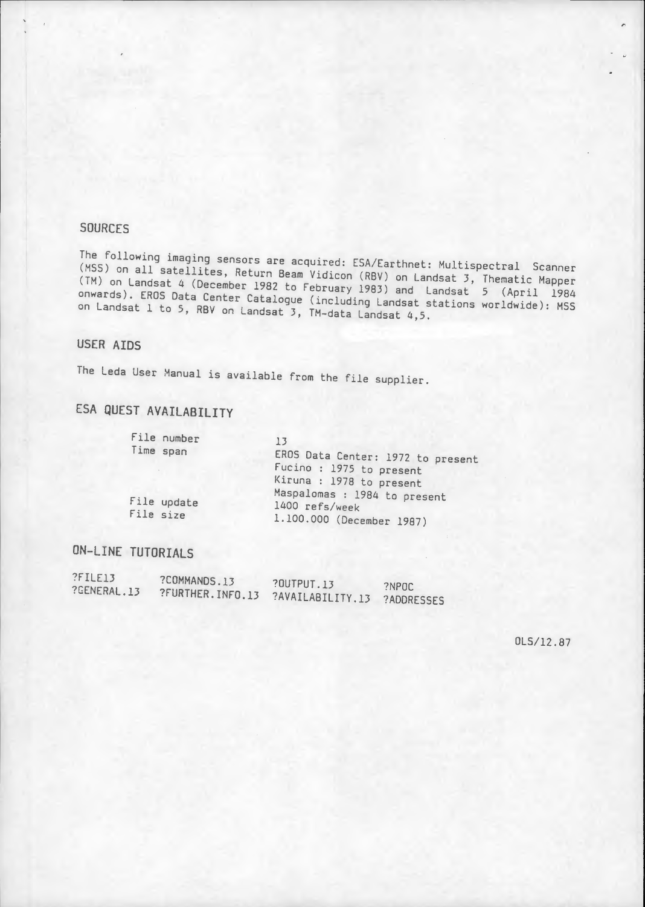## SOURCES

The following imaging sensors are acquired: ESA/Earthnet: Multispectral Scanner (MSS) on all satellites, Return Beam Vidicon (RBV) on Landsat 3, Thematic Mapper (TM) on Landsat 4 (December 1982 to February 1983) and Landsat 5 (April 1984 onwards). EROS Data Center Catalogue (including Landsat stations worldwide): MSS on Landsat 1 to 5, RBV on Landsat 3, TM-data Landsat 4,5.

## USER AIDS

The Leda User Manual is available from the file supplier.

## ESA QUEST AVAILABILITY

| | |
|---|---|
| File number | 13 |
| Time span | EROS Data Center: 1972 to present<br>Fucino : 1975 to present<br>Kiruna : 1978 to present<br>Maspalomas : 1984 to present |
| File update | 1400 refs/week |
| File size | 1.100.000 (December 1987) |

## ON-LINE TUTORIALS

| | | | |
|---|---|---|---|
| ?FILE13 | ?COMMANDS.13 | ?OUTPUT.13 | ?NPOC |
| ?GENERAL.13 | ?FURTHER.INFO.13 | ?AVAILABILITY.13 | ?ADDRESSES |

OLS/12.87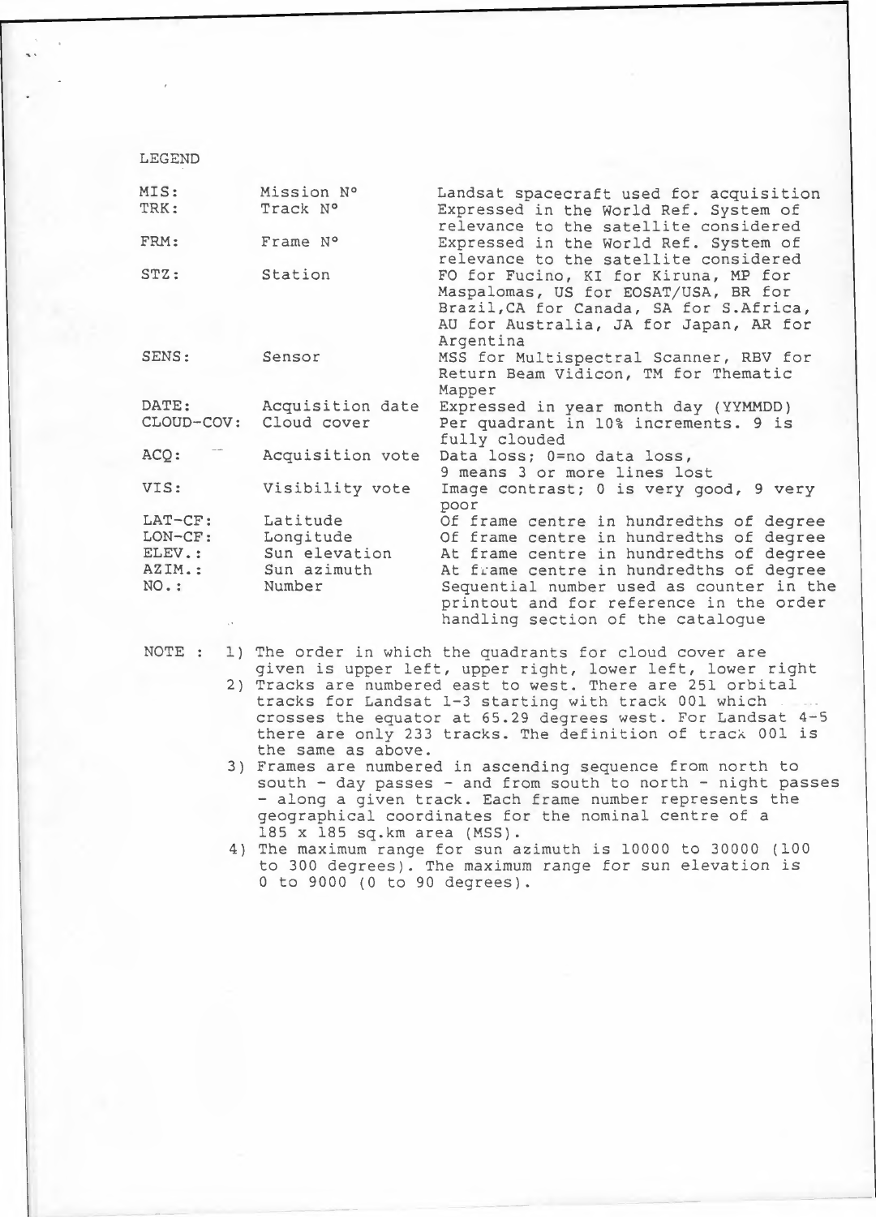## LEGEND

| | | |
|---|---|---|
| MIS: | Mission N° | Landsat spacecraft used for acquisition |
| TRK: | Track N° | Expressed in the World Ref. System of relevance to the satellite considered |
| FRM: | Frame N° | Expressed in the World Ref. System of relevance to the satellite considered |
| STZ: | Station | FO for Fucino, KI for Kiruna, MP for Maspalomas, US for EOSAT/USA, BR for Brazil,CA for Canada, SA for S.Africa, AU for Australia, JA for Japan, AR for Argentina |
| SENS: | Sensor | MSS for Multispectral Scanner, RBV for Return Beam Vidicon, TM for Thematic Mapper |
| DATE: | Acquisition date | Expressed in year month day (YYMMDD) |
| CLOUD-COV: | Cloud cover | Per quadrant in 10% increments. 9 is fully clouded |
| ACQ: | Acquisition vote | Data loss; 0=no data loss, 9 means 3 or more lines lost |
| VIS: | Visibility vote | Image contrast; 0 is very good, 9 very poor |
| LAT-CF: | Latitude | Of frame centre in hundredths of degree |
| LON-CF: | Longitude | Of frame centre in hundredths of degree |
| ELEV.: | Sun elevation | At frame centre in hundredths of degree |
| AZIM.: | Sun azimuth | At frame centre in hundredths of degree |
| NO.: | Number | Sequential number used as counter in the printout and for reference in the order handling section of the catalogue |

NOTE :

1) The order in which the quadrants for cloud cover are given is upper left, upper right, lower left, lower right
2) Tracks are numbered east to west. There are 251 orbital tracks for Landsat 1-3 starting with track 001 which crosses the equator at 65.29 degrees west. For Landsat 4-5 there are only 233 tracks. The definition of track 001 is the same as above.
3) Frames are numbered in ascending sequence from north to south - day passes - and from south to north - night passes - along a given track. Each frame number represents the geographical coordinates for the nominal centre of a 185 x 185 sq.km area (MSS).
4) The maximum range for sun azimuth is 10000 to 30000 (100 to 300 degrees). The maximum range for sun elevation is 0 to 9000 (0 to 90 degrees).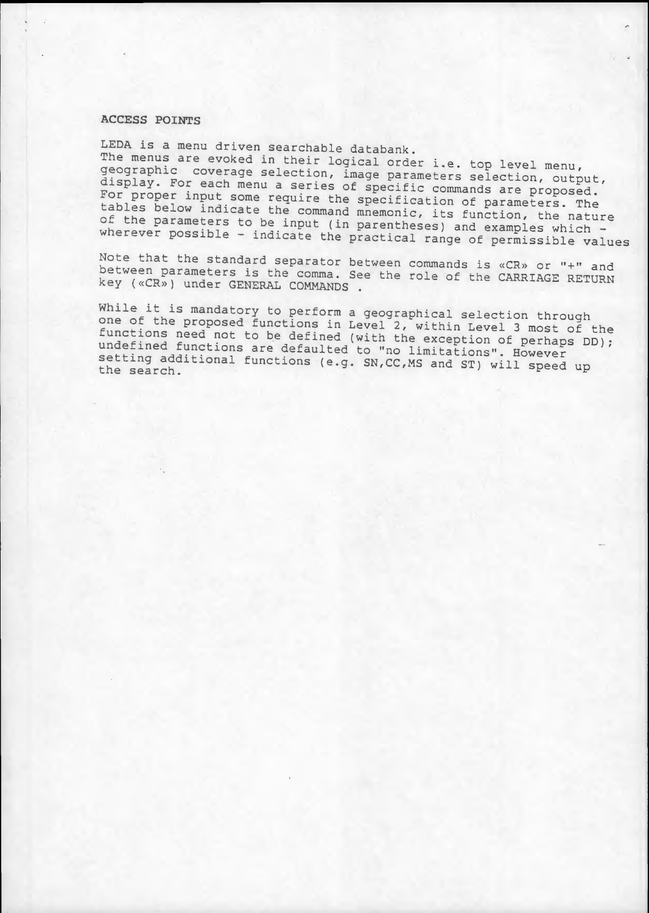## ACCESS POINTS

LEDA is a menu driven searchable databank.
The menus are evoked in their logical order i.e. top level menu, geographic coverage selection, image parameters selection, output, display. For each menu a series of specific commands are proposed. For proper input some require the specification of parameters. The tables below indicate the command mnemonic, its function, the nature of the parameters to be input (in parentheses) and examples which - wherever possible - indicate the practical range of permissible values

Note that the standard separator between commands is «CR» or "+" and between parameters is the comma. See the role of the CARRIAGE RETURN key («CR») under GENERAL COMMANDS .

While it is mandatory to perform a geographical selection through one of the proposed functions in Level 2, within Level 3 most of the functions need not to be defined (with the exception of perhaps DD); undefined functions are defaulted to "no limitations". However setting additional functions (e.g. SN,CC,MS and ST) will speed up the search.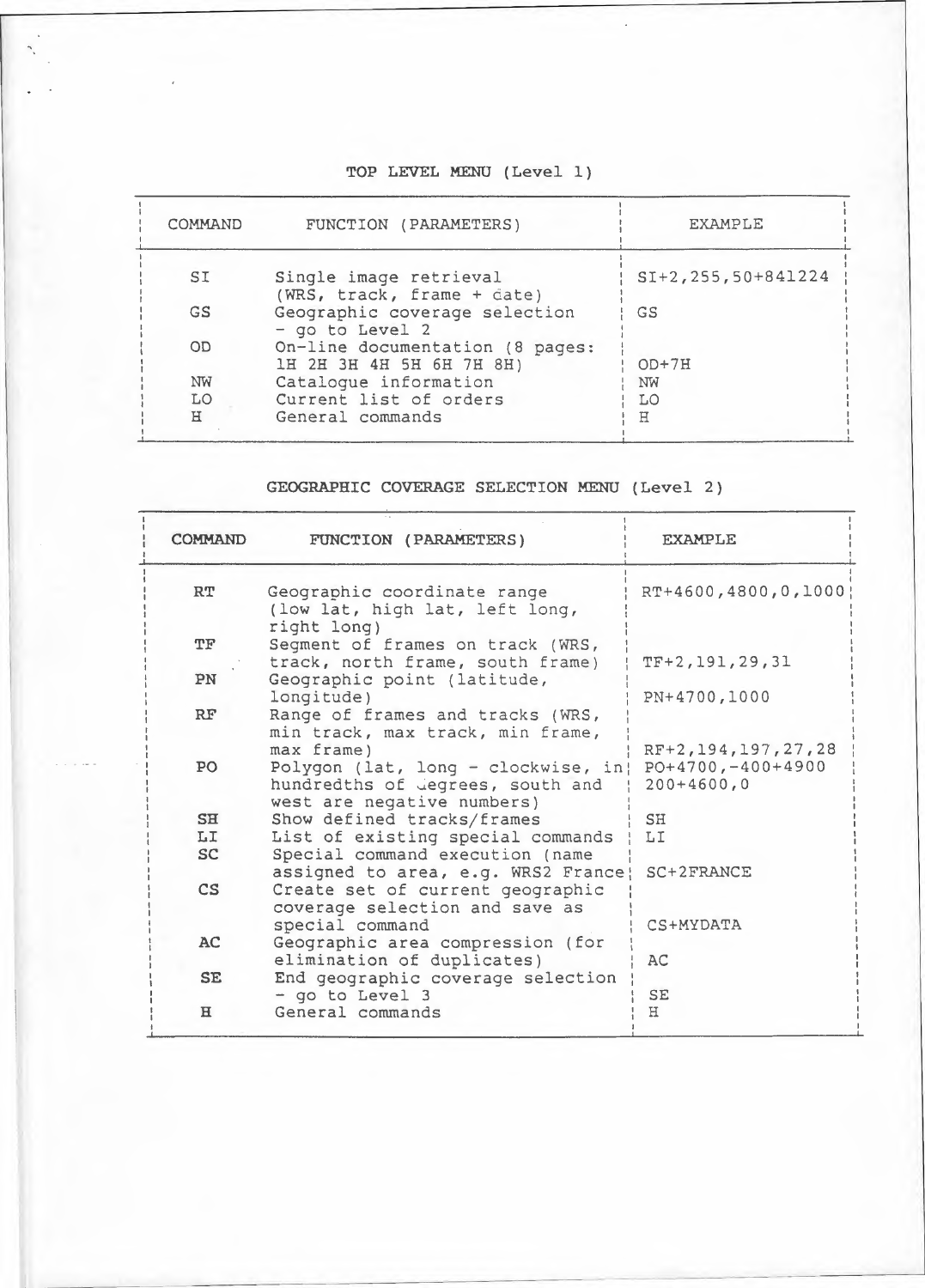## TOP LEVEL MENU (Level 1)

| COMMAND | FUNCTION (PARAMETERS) | EXAMPLE |
| --- | --- | --- |
| SI | Single image retrieval (WRS, track, frame + date) | SI+2,255,50+841224 |
| GS | Geographic coverage selection - go to Level 2 | GS |
| OD | On-line documentation (8 pages: 1H 2H 3H 4H 5H 6H 7H 8H) | OD+7H |
| NW | Catalogue information | NW |
| LO | Current list of orders | LO |
| H | General commands | H |

## GEOGRAPHIC COVERAGE SELECTION MENU (Level 2)

| COMMAND | FUNCTION (PARAMETERS) | EXAMPLE |
| --- | --- | --- |
| RT | Geographic coordinate range (low lat, high lat, left long, right long) | RT+4600,4800,0,1000 |
| TF | Segment of frames on track (WRS, track, north frame, south frame) | TF+2,191,29,31 |
| PN | Geographic point (latitude, longitude) | PN+4700,1000 |
| RF | Range of frames and tracks (WRS, min track, max track, min frame, max frame) | RF+2,194,197,27,28 |
| PO | Polygon (lat, long - clockwise, in hundredths of degrees, south and west are negative numbers) | PO+4700,-400+4900 200+4600,0 |
| SH | Show defined tracks/frames | SH |
| LI | List of existing special commands | LI |
| SC | Special command execution (name assigned to area, e.g. WRS2 France) | SC+2FRANCE |
| CS | Create set of current geographic coverage selection and save as special command | CS+MYDATA |
| AC | Geographic area compression (for elimination of duplicates) | AC |
| SE | End geographic coverage selection - go to Level 3 | SE |
| H | General commands | H |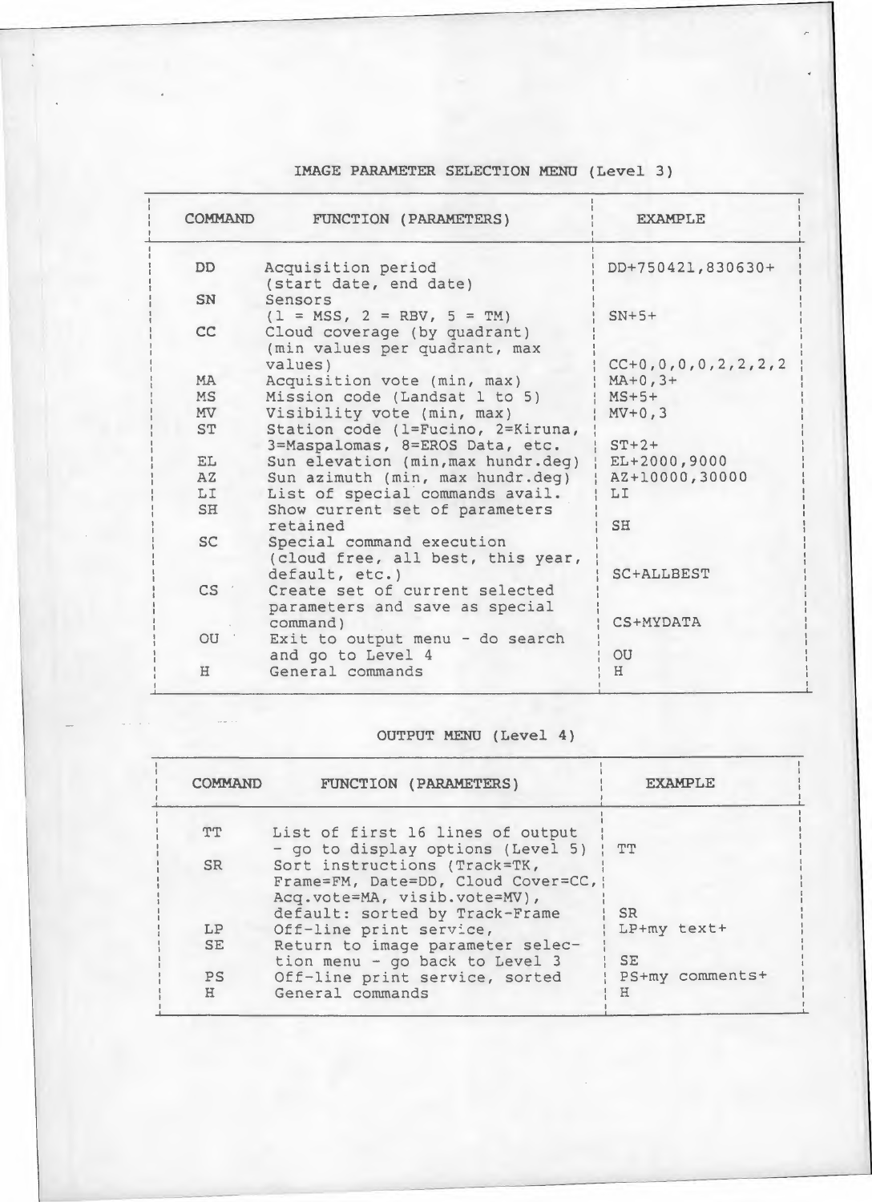## IMAGE PARAMETER SELECTION MENU (Level 3)

| COMMAND | FUNCTION (PARAMETERS) | EXAMPLE |
|---|---|---|
| DD | Acquisition period (start date, end date) | DD+750421,830630+ |
| SN | Sensors (1 = MSS, 2 = RBV, 5 = TM) | SN+5+ |
| CC | Cloud coverage (by quadrant) (min values per quadrant, max values) | CC+0,0,0,0,2,2,2,2 |
| MA | Acquisition vote (min, max) | MA+0,3+ |
| MS | Mission code (Landsat 1 to 5) | MS+5+ |
| MV | Visibility vote (min, max) | MV+0,3 |
| ST | Station code (1=Fucino, 2=Kiruna, 3=Maspalomas, 8=EROS Data, etc. | ST+2+ |
| EL | Sun elevation (min,max hundr.deg) | EL+2000,9000 |
| AZ | Sun azimuth (min, max hundr.deg) | AZ+10000,30000 |
| LI | List of special commands avail. | LI |
| SH | Show current set of parameters retained | SH |
| SC | Special command execution (cloud free, all best, this year, default, etc.) | SC+ALLBEST |
| CS | Create set of current selected parameters and save as special command) | CS+MYDATA |
| OU | Exit to output menu - do search and go to Level 4 | OU |
| H | General commands | H |

## OUTPUT MENU (Level 4)

| COMMAND | FUNCTION (PARAMETERS) | EXAMPLE |
|---|---|---|
| TT | List of first 16 lines of output - go to display options (Level 5) | TT |
| SR | Sort instructions (Track=TK, Frame=FM, Date=DD, Cloud Cover=CC, Acq.vote=MA, visib.vote=MV), default: sorted by Track-Frame | SR |
| LP | Off-line print service, | LP+my text+ |
| SE | Return to image parameter selection menu - go back to Level 3 | SE |
| PS | Off-line print service, sorted | PS+my comments+ |
| H | General commands | H |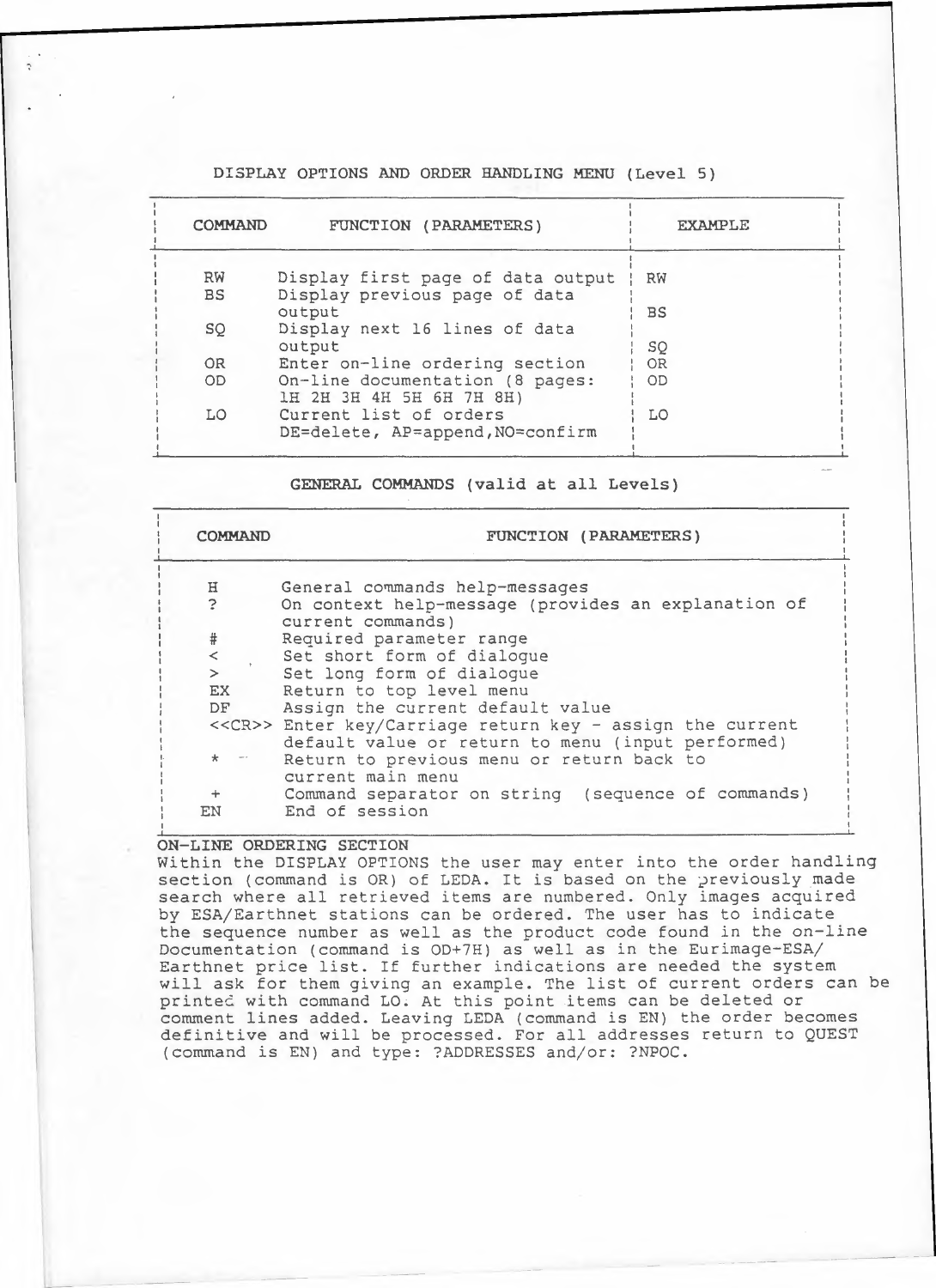## DISPLAY OPTIONS AND ORDER HANDLING MENU (Level 5)

| COMMAND | FUNCTION (PARAMETERS) | EXAMPLE |
|---|---|---|
| RW | Display first page of data output | RW |
| BS | Display previous page of data output | BS |
| SQ | Display next 16 lines of data output | SQ |
| OR | Enter on-line ordering section | OR |
| OD | On-line documentation (8 pages: 1H 2H 3H 4H 5H 6H 7H 8H) | OD |
| LO | Current list of orders DE=delete, AP=append, NO=confirm | LO |

## GENERAL COMMANDS (valid at all Levels)

| COMMAND | FUNCTION (PARAMETERS) |
|---|---|
| H | General commands help-messages |
| ? | On context help-message (provides an explanation of current commands) |
| # | Required parameter range |
| < | Set short form of dialogue |
| > | Set long form of dialogue |
| EX | Return to top level menu |
| DF | Assign the current default value |
| <<CR>> | Enter key/Carriage return key - assign the current default value or return to menu (input performed) |
| * | Return to previous menu or return back to current main menu |
| + | Command separator on string (sequence of commands) |
| EN | End of session |

## ON-LINE ORDERING SECTION

Within the DISPLAY OPTIONS the user may enter into the order handling section (command is OR) of LEDA. It is based on the previously made search where all retrieved items are numbered. Only images acquired by ESA/Earthnet stations can be ordered. The user has to indicate the sequence number as well as the product code found in the on-line Documentation (command is OD+7H) as well as in the Eurimage-ESA/Earthnet price list. If further indications are needed the system will ask for them giving an example. The list of current orders can be printed with command LO. At this point items can be deleted or comment lines added. Leaving LEDA (command is EN) the order becomes definitive and will be processed. For all addresses return to QUEST (command is EN) and type: ?ADDRESSES and/or: ?NPOC.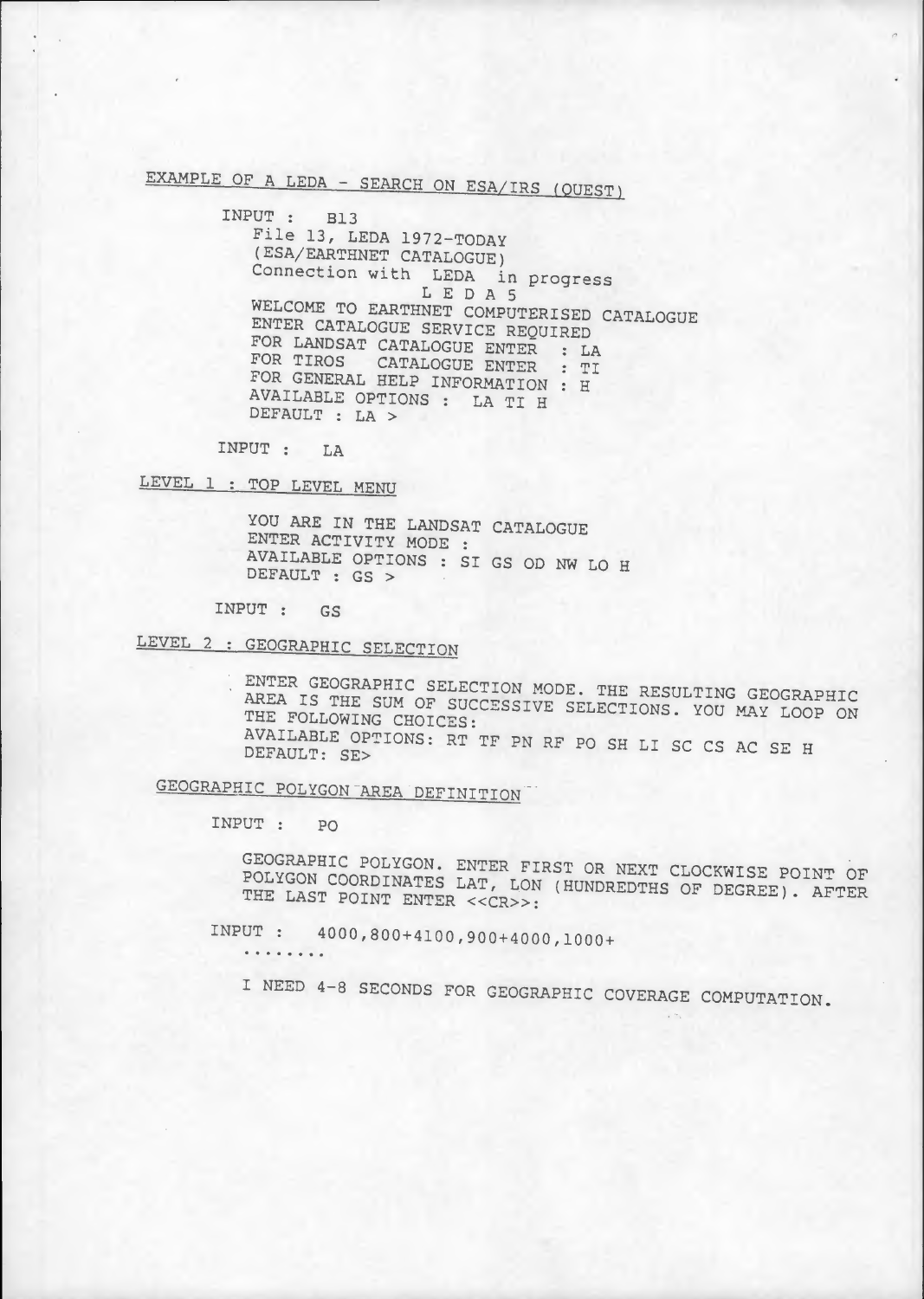## EXAMPLE OF A LEDA - SEARCH ON ESA/IRS (QUEST)

```
INPUT :   B13
   File 13, LEDA 1972-TODAY
   (ESA/EARTHNET CATALOGUE)
   Connection with  LEDA  in progress
                  L E D A 5
   WELCOME TO EARTHNET COMPUTERISED CATALOGUE
   ENTER CATALOGUE SERVICE REQUIRED
   FOR LANDSAT CATALOGUE ENTER  : LA
   FOR TIROS   CATALOGUE ENTER  : TI
   FOR GENERAL HELP INFORMATION : H
   AVAILABLE OPTIONS :  LA TI H
   DEFAULT : LA >

INPUT :   LA
```

### LEVEL 1 : TOP LEVEL MENU

```
   YOU ARE IN THE LANDSAT CATALOGUE
   ENTER ACTIVITY MODE :
   AVAILABLE OPTIONS : SI GS OD NW LO H
   DEFAULT : GS >

INPUT :   GS
```

### LEVEL 2 : GEOGRAPHIC SELECTION

```
   ENTER GEOGRAPHIC SELECTION MODE. THE RESULTING GEOGRAPHIC
   AREA IS THE SUM OF SUCCESSIVE SELECTIONS. YOU MAY LOOP ON
   THE FOLLOWING CHOICES:
   AVAILABLE OPTIONS: RT TF PN RF PO SH LI SC CS AC SE H
   DEFAULT: SE>
```

### GEOGRAPHIC POLYGON AREA DEFINITION

```
INPUT :   PO

   GEOGRAPHIC POLYGON. ENTER FIRST OR NEXT CLOCKWISE POINT OF
   POLYGON COORDINATES LAT, LON (HUNDREDTHS OF DEGREE). AFTER
   THE LAST POINT ENTER <<CR>>:

INPUT :   4000,800+4100,900+4000,1000+
   ........

   I NEED 4-8 SECONDS FOR GEOGRAPHIC COVERAGE COMPUTATION.
```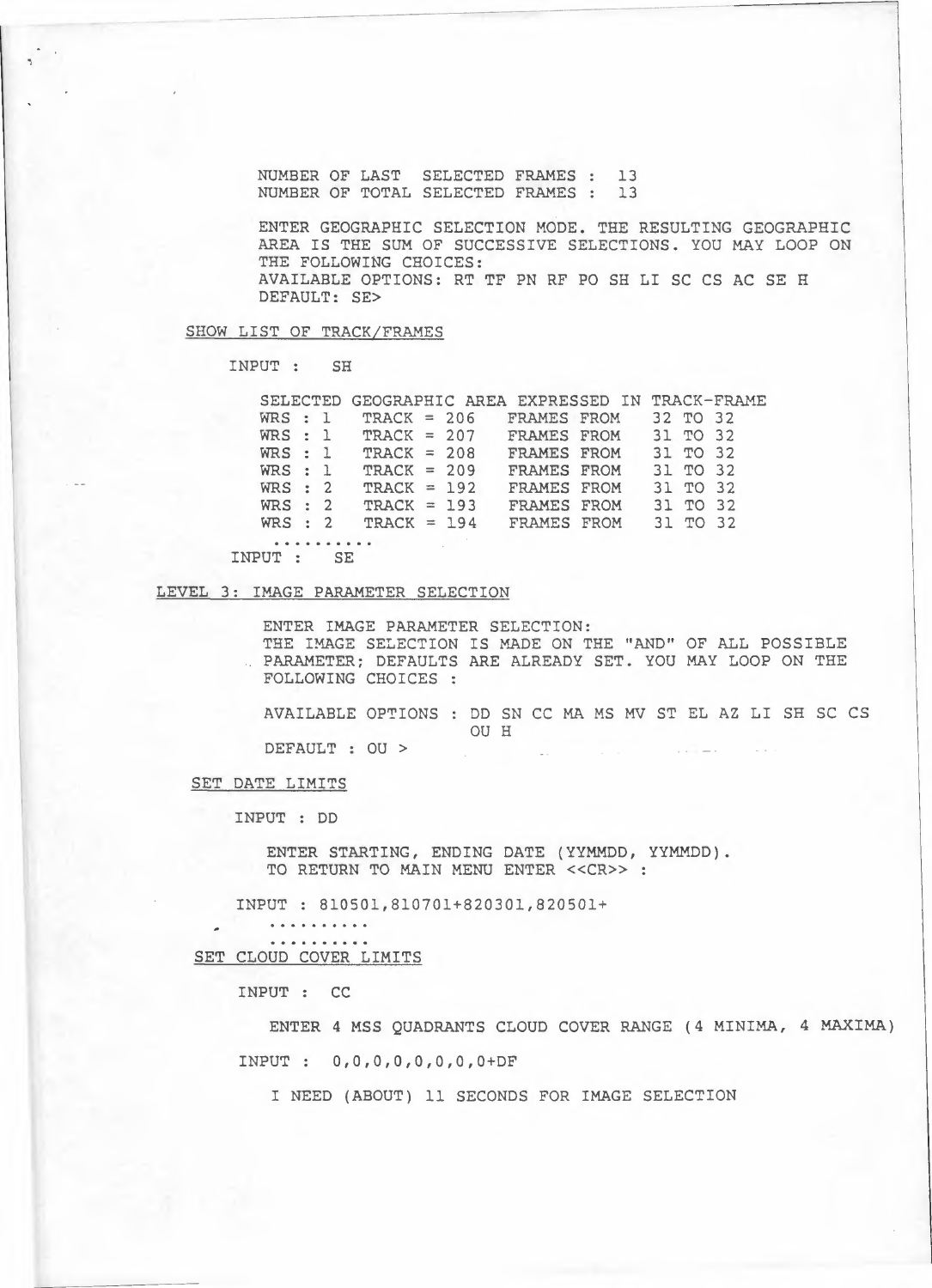```
NUMBER OF LAST  SELECTED FRAMES :  13
NUMBER OF TOTAL SELECTED FRAMES :  13

ENTER GEOGRAPHIC SELECTION MODE. THE RESULTING GEOGRAPHIC
AREA IS THE SUM OF SUCCESSIVE SELECTIONS. YOU MAY LOOP ON
THE FOLLOWING CHOICES:
AVAILABLE OPTIONS: RT TF PN RF PO SH LI SC CS AC SE H
DEFAULT: SE>
```

SHOW LIST OF TRACK/FRAMES

```
INPUT :   SH

SELECTED GEOGRAPHIC AREA EXPRESSED IN TRACK-FRAME
WRS : 1   TRACK = 206   FRAMES FROM   32 TO 32
WRS : 1   TRACK = 207   FRAMES FROM   31 TO 32
WRS : 1   TRACK = 208   FRAMES FROM   31 TO 32
WRS : 1   TRACK = 209   FRAMES FROM   31 TO 32
WRS : 2   TRACK = 192   FRAMES FROM   31 TO 32
WRS : 2   TRACK = 193   FRAMES FROM   31 TO 32
WRS : 2   TRACK = 194   FRAMES FROM   31 TO 32
 ..........
INPUT :   SE
```

LEVEL 3: IMAGE PARAMETER SELECTION

```
ENTER IMAGE PARAMETER SELECTION:
THE IMAGE SELECTION IS MADE ON THE "AND" OF ALL POSSIBLE
PARAMETER; DEFAULTS ARE ALREADY SET. YOU MAY LOOP ON THE
FOLLOWING CHOICES :

AVAILABLE OPTIONS : DD SN CC MA MS MV ST EL AZ LI SH SC CS
                    OU H
DEFAULT : OU >
```

SET DATE LIMITS

```
INPUT : DD

   ENTER STARTING, ENDING DATE (YYMMDD, YYMMDD).
   TO RETURN TO MAIN MENU ENTER <<CR>> :

INPUT : 810501,810701+820301,820501+
   ..........
   ..........
```

SET CLOUD COVER LIMITS

```
INPUT :  CC

   ENTER 4 MSS QUADRANTS CLOUD COVER RANGE (4 MINIMA, 4 MAXIMA)

INPUT :  0,0,0,0,0,0,0,0+DF

   I NEED (ABOUT) 11 SECONDS FOR IMAGE SELECTION
```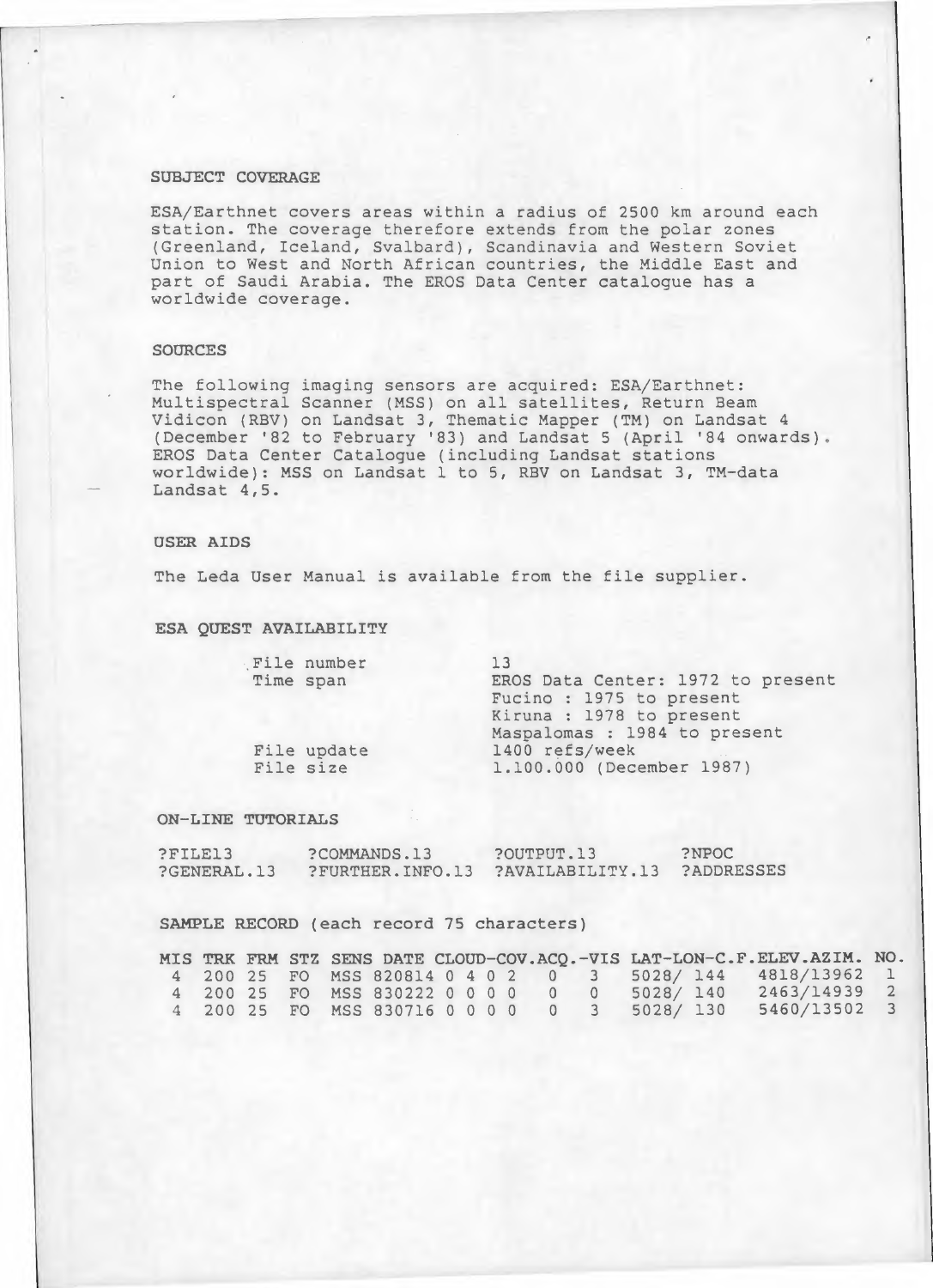## SUBJECT COVERAGE

ESA/Earthnet covers areas within a radius of 2500 km around each station. The coverage therefore extends from the polar zones (Greenland, Iceland, Svalbard), Scandinavia and Western Soviet Union to West and North African countries, the Middle East and part of Saudi Arabia. The EROS Data Center catalogue has a worldwide coverage.

## SOURCES

The following imaging sensors are acquired: ESA/Earthnet: Multispectral Scanner (MSS) on all satellites, Return Beam Vidicon (RBV) on Landsat 3, Thematic Mapper (TM) on Landsat 4 (December '82 to February '83) and Landsat 5 (April '84 onwards). EROS Data Center Catalogue (including Landsat stations worldwide): MSS on Landsat 1 to 5, RBV on Landsat 3, TM-data Landsat 4,5.

## USER AIDS

The Leda User Manual is available from the file supplier.

## ESA QUEST AVAILABILITY

| | |
|---|---|
| File number | 13 |
| Time span | EROS Data Center: 1972 to present<br>Fucino : 1975 to present<br>Kiruna : 1978 to present<br>Maspalomas : 1984 to present |
| File update | 1400 refs/week |
| File size | 1.100.000 (December 1987) |

## ON-LINE TUTORIALS

| | | | |
|---|---|---|---|
| ?FILE13 | ?COMMANDS.13 | ?OUTPUT.13 | ?NPOC |
| ?GENERAL.13 | ?FURTHER.INFO.13 | ?AVAILABILITY.13 | ?ADDRESSES |

## SAMPLE RECORD (each record 75 characters)

```
MIS TRK FRM STZ SENS DATE CLOUD-COV.ACQ.-VIS LAT-LON-C.F.ELEV.AZIM. NO.
 4  200 25  FO  MSS 820814 0 4 0 2   0   3   5028/ 144    4818/13962  1
 4  200 25  FO  MSS 830222 0 0 0 0   0   0   5028/ 140    2463/14939  2
 4  200 25  FO  MSS 830716 0 0 0 0   0   3   5028/ 130    5460/13502  3
```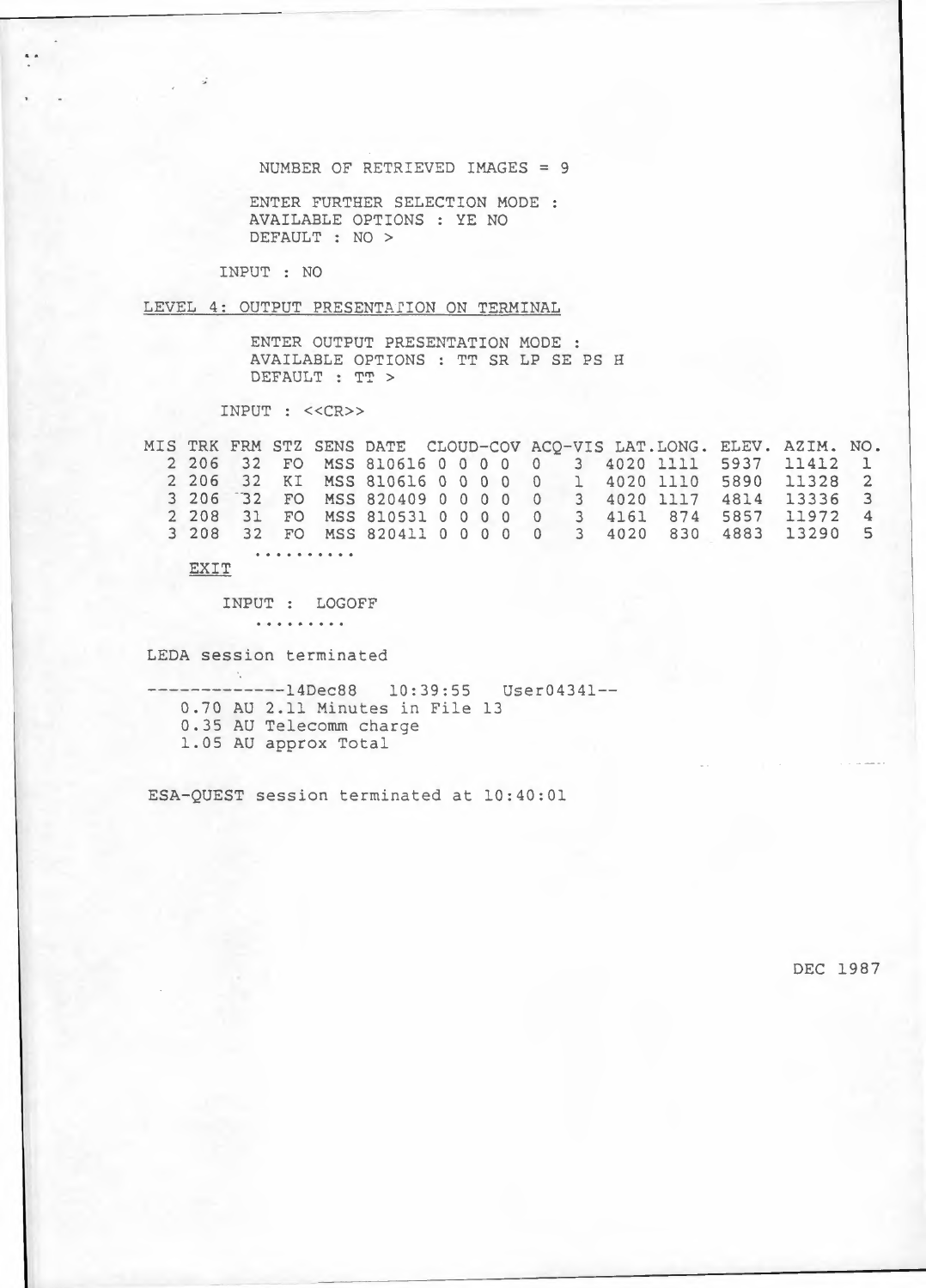NUMBER OF RETRIEVED IMAGES = 9

ENTER FURTHER SELECTION MODE :
AVAILABLE OPTIONS : YE NO
DEFAULT : NO >

INPUT : NO

LEVEL 4: OUTPUT PRESENTATION ON TERMINAL

ENTER OUTPUT PRESENTATION MODE :
AVAILABLE OPTIONS : TT SR LP SE PS H
DEFAULT : TT >

INPUT : <<CR>>

```
MIS TRK FRM STZ SENS DATE   CLOUD-COV ACQ-VIS LAT.LONG. ELEV. AZIM. NO.
  2 206  32  FO  MSS 810616 0 0 0 0  0   3   4020 1111  5937  11412  1
  2 206  32  KI  MSS 810616 0 0 0 0  0   1   4020 1110  5890  11328  2
  3 206  32  FO  MSS 820409 0 0 0 0  0   3   4020 1117  4814  13336  3
  2 208  31  FO  MSS 810531 0 0 0 0  0   3   4161  874  5857  11972  4
  3 208  32  FO  MSS 820411 0 0 0 0  0   3   4020  830  4883  13290  5
         ..........
```

EXIT

INPUT : LOGOFF

.........

LEDA session terminated

```
-------------14Dec88   10:39:55   User04341--
   0.70 AU 2.11 Minutes in File 13
   0.35 AU Telecomm charge
   1.05 AU approx Total
```

ESA-QUEST session terminated at 10:40:01

DEC 1987